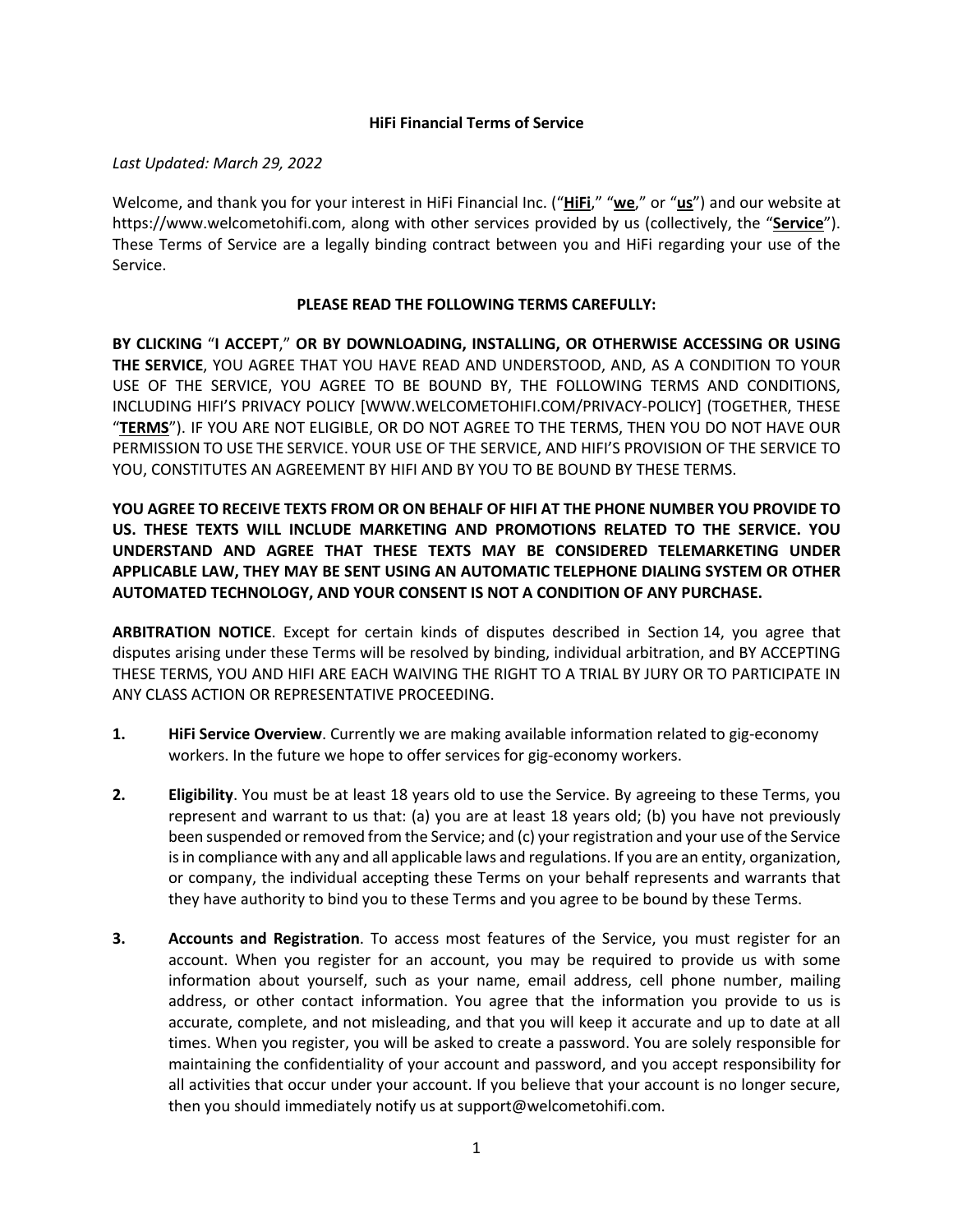# HiFi Financial Terms of Service

*Last Updated: March 29, 2022*

Welcome, and thank you for your interest in HiFi Financial Inc. ("**HiFi**," "**we**," or "**us**") and our website at https://www.welcometohifi.com, along with other services provided by us (collectively, the "**Service**"). These Terms of Service are a legally binding contract between you and HiFi regarding your use of the Service.

**PLEASE READ THE FOLLOWING TERMS CAREFULLY:**

**BY CLICKING "I ACCEPT," OR BY DOWNLOADING, INSTALLING, OR OTHERWISE ACCESSING OR USING THE SERVICE**, YOU AGREE THAT YOU HAVE READ AND UNDERSTOOD, AND, AS A CONDITION TO YOUR USE OF THE SERVICE, YOU AGREE TO BE BOUND BY, THE FOLLOWING TERMS AND CONDITIONS, INCLUDING HIFI'S PRIVACY POLICY [WWW.WELCOMETOHIFI.COM/PRIVACY-POLICY] (TOGETHER, THESE "**TERMS**"). IF YOU ARE NOT ELIGIBLE, OR DO NOT AGREE TO THE TERMS, THEN YOU DO NOT HAVE OUR PERMISSION TO USE THE SERVICE. YOUR USE OF THE SERVICE, AND HIFI'S PROVISION OF THE SERVICE TO YOU, CONSTITUTES AN AGREEMENT BY HIFI AND BY YOU TO BE BOUND BY THESE TERMS.

**YOU AGREE TO RECEIVE TEXTS FROM OR ON BEHALF OF HIFI AT THE PHONE NUMBER YOU PROVIDE TO US. THESE TEXTS WILL INCLUDE MARKETING AND PROMOTIONS RELATED TO THE SERVICE. YOU UNDERSTAND AND AGREE THAT THESE TEXTS MAY BE CONSIDERED TELEMARKETING UNDER APPLICABLE LAW, THEY MAY BE SENT USING AN AUTOMATIC TELEPHONE DIALING SYSTEM OR OTHER AUTOMATED TECHNOLOGY, AND YOUR CONSENT IS NOT A CONDITION OF ANY PURCHASE.**

**ARBITRATION NOTICE**. Except for certain kinds of disputes described in Section 14, you agree that disputes arising under these Terms will be resolved by binding, individual arbitration, and BY ACCEPTING THESE TERMS, YOU AND HIFI ARE EACH WAIVING THE RIGHT TO A TRIAL BY JURY OR TO PARTICIPATE IN ANY CLASS ACTION OR REPRESENTATIVE PROCEEDING.

1. **HiFi Service Overview**. Currently we are making available information related to gig-economy workers. In the future we hope to offer services for gig-economy workers.

2. **Eligibility**. You must be at least 18 years old to use the Service. By agreeing to these Terms, you represent and warrant to us that: (a) you are at least 18 years old; (b) you have not previously been suspended or removed from the Service; and (c) your registration and your use of the Service is in compliance with any and all applicable laws and regulations. If you are an entity, organization, or company, the individual accepting these Terms on your behalf represents and warrants that they have authority to bind you to these Terms and you agree to be bound by these Terms.

3. **Accounts and Registration**. To access most features of the Service, you must register for an account. When you register for an account, you may be required to provide us with some information about yourself, such as your name, email address, cell phone number, mailing address, or other contact information. You agree that the information you provide to us is accurate, complete, and not misleading, and that you will keep it accurate and up to date at all times. When you register, you will be asked to create a password. You are solely responsible for maintaining the confidentiality of your account and password, and you accept responsibility for all activities that occur under your account. If you believe that your account is no longer secure, then you should immediately notify us at support@welcometohifi.com.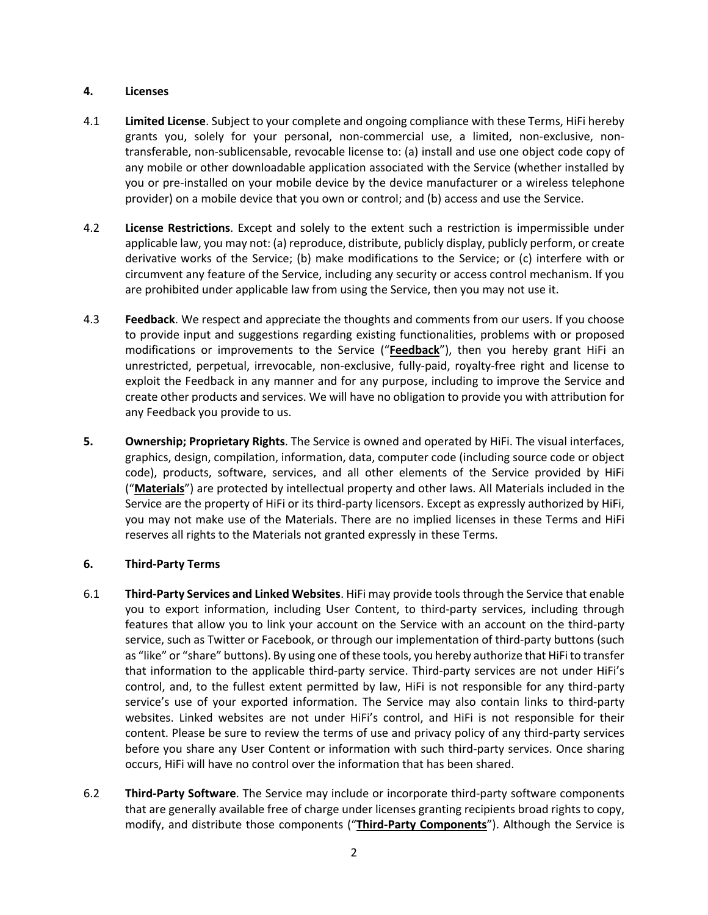## 4. Licenses

4.1 **Limited License**. Subject to your complete and ongoing compliance with these Terms, HiFi hereby grants you, solely for your personal, non-commercial use, a limited, non-exclusive, non-transferable, non-sublicensable, revocable license to: (a) install and use one object code copy of any mobile or other downloadable application associated with the Service (whether installed by you or pre-installed on your mobile device by the device manufacturer or a wireless telephone provider) on a mobile device that you own or control; and (b) access and use the Service.

4.2 **License Restrictions**. Except and solely to the extent such a restriction is impermissible under applicable law, you may not: (a) reproduce, distribute, publicly display, publicly perform, or create derivative works of the Service; (b) make modifications to the Service; or (c) interfere with or circumvent any feature of the Service, including any security or access control mechanism. If you are prohibited under applicable law from using the Service, then you may not use it.

4.3 **Feedback**. We respect and appreciate the thoughts and comments from our users. If you choose to provide input and suggestions regarding existing functionalities, problems with or proposed modifications or improvements to the Service ("**Feedback**"), then you hereby grant HiFi an unrestricted, perpetual, irrevocable, non-exclusive, fully-paid, royalty-free right and license to exploit the Feedback in any manner and for any purpose, including to improve the Service and create other products and services. We will have no obligation to provide you with attribution for any Feedback you provide to us.

**5. Ownership; Proprietary Rights**. The Service is owned and operated by HiFi. The visual interfaces, graphics, design, compilation, information, data, computer code (including source code or object code), products, software, services, and all other elements of the Service provided by HiFi ("**Materials**") are protected by intellectual property and other laws. All Materials included in the Service are the property of HiFi or its third-party licensors. Except as expressly authorized by HiFi, you may not make use of the Materials. There are no implied licenses in these Terms and HiFi reserves all rights to the Materials not granted expressly in these Terms.

## 6. Third-Party Terms

6.1 **Third-Party Services and Linked Websites**. HiFi may provide tools through the Service that enable you to export information, including User Content, to third-party services, including through features that allow you to link your account on the Service with an account on the third-party service, such as Twitter or Facebook, or through our implementation of third-party buttons (such as "like" or "share" buttons). By using one of these tools, you hereby authorize that HiFi to transfer that information to the applicable third-party service. Third-party services are not under HiFi's control, and, to the fullest extent permitted by law, HiFi is not responsible for any third-party service's use of your exported information. The Service may also contain links to third-party websites. Linked websites are not under HiFi's control, and HiFi is not responsible for their content. Please be sure to review the terms of use and privacy policy of any third-party services before you share any User Content or information with such third-party services. Once sharing occurs, HiFi will have no control over the information that has been shared.

6.2 **Third-Party Software**. The Service may include or incorporate third-party software components that are generally available free of charge under licenses granting recipients broad rights to copy, modify, and distribute those components ("**Third-Party Components**"). Although the Service is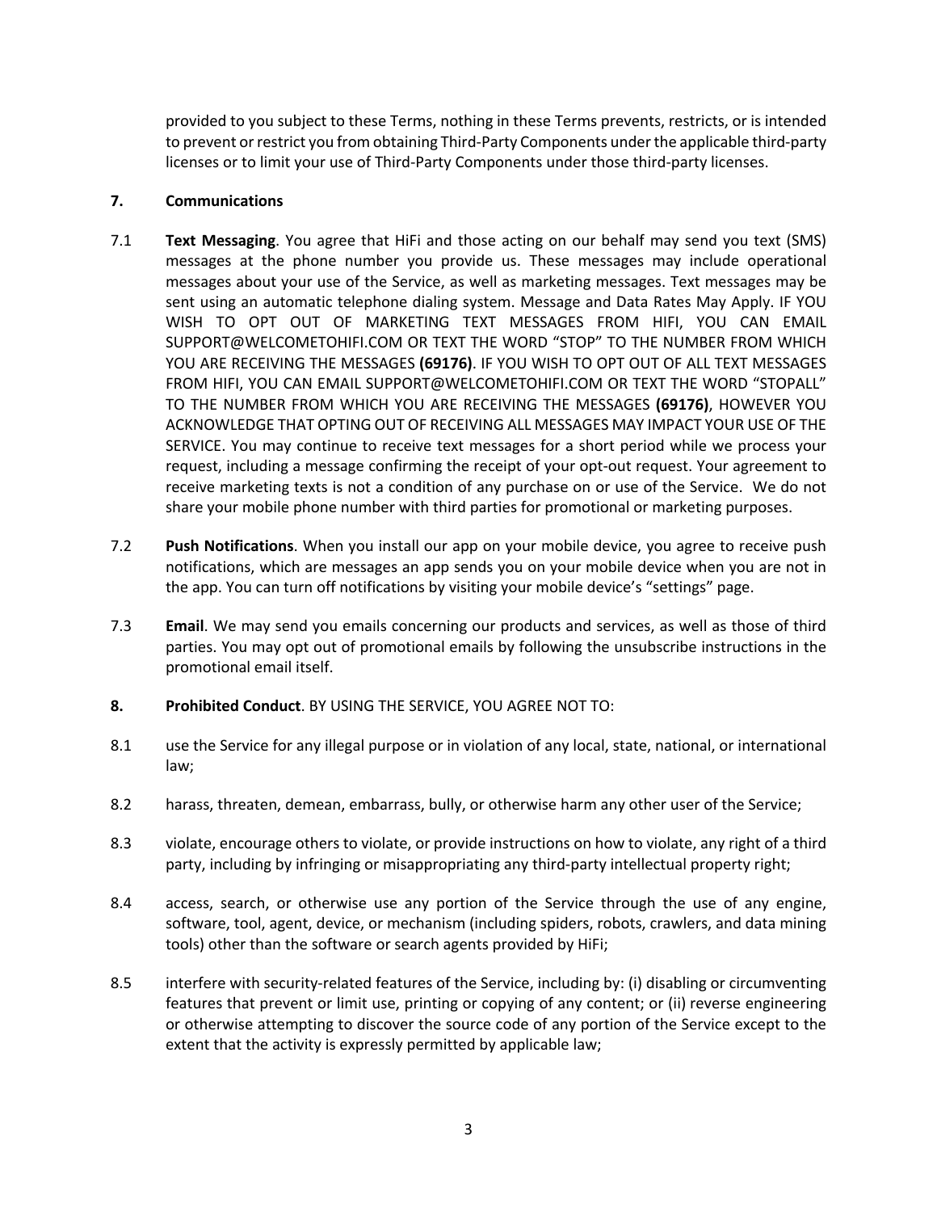provided to you subject to these Terms, nothing in these Terms prevents, restricts, or is intended to prevent or restrict you from obtaining Third-Party Components under the applicable third-party licenses or to limit your use of Third-Party Components under those third-party licenses.

## 7. Communications

7.1 **Text Messaging**. You agree that HiFi and those acting on our behalf may send you text (SMS) messages at the phone number you provide us. These messages may include operational messages about your use of the Service, as well as marketing messages. Text messages may be sent using an automatic telephone dialing system. Message and Data Rates May Apply. IF YOU WISH TO OPT OUT OF MARKETING TEXT MESSAGES FROM HIFI, YOU CAN EMAIL SUPPORT@WELCOMETOHIFI.COM OR TEXT THE WORD "STOP" TO THE NUMBER FROM WHICH YOU ARE RECEIVING THE MESSAGES **(69176)**. IF YOU WISH TO OPT OUT OF ALL TEXT MESSAGES FROM HIFI, YOU CAN EMAIL SUPPORT@WELCOMETOHIFI.COM OR TEXT THE WORD "STOPALL" TO THE NUMBER FROM WHICH YOU ARE RECEIVING THE MESSAGES **(69176)**, HOWEVER YOU ACKNOWLEDGE THAT OPTING OUT OF RECEIVING ALL MESSAGES MAY IMPACT YOUR USE OF THE SERVICE. You may continue to receive text messages for a short period while we process your request, including a message confirming the receipt of your opt-out request. Your agreement to receive marketing texts is not a condition of any purchase on or use of the Service. We do not share your mobile phone number with third parties for promotional or marketing purposes.

7.2 **Push Notifications**. When you install our app on your mobile device, you agree to receive push notifications, which are messages an app sends you on your mobile device when you are not in the app. You can turn off notifications by visiting your mobile device's "settings" page.

7.3 **Email**. We may send you emails concerning our products and services, as well as those of third parties. You may opt out of promotional emails by following the unsubscribe instructions in the promotional email itself.

## 8. Prohibited Conduct. BY USING THE SERVICE, YOU AGREE NOT TO:

8.1 use the Service for any illegal purpose or in violation of any local, state, national, or international law;

8.2 harass, threaten, demean, embarrass, bully, or otherwise harm any other user of the Service;

8.3 violate, encourage others to violate, or provide instructions on how to violate, any right of a third party, including by infringing or misappropriating any third-party intellectual property right;

8.4 access, search, or otherwise use any portion of the Service through the use of any engine, software, tool, agent, device, or mechanism (including spiders, robots, crawlers, and data mining tools) other than the software or search agents provided by HiFi;

8.5 interfere with security-related features of the Service, including by: (i) disabling or circumventing features that prevent or limit use, printing or copying of any content; or (ii) reverse engineering or otherwise attempting to discover the source code of any portion of the Service except to the extent that the activity is expressly permitted by applicable law;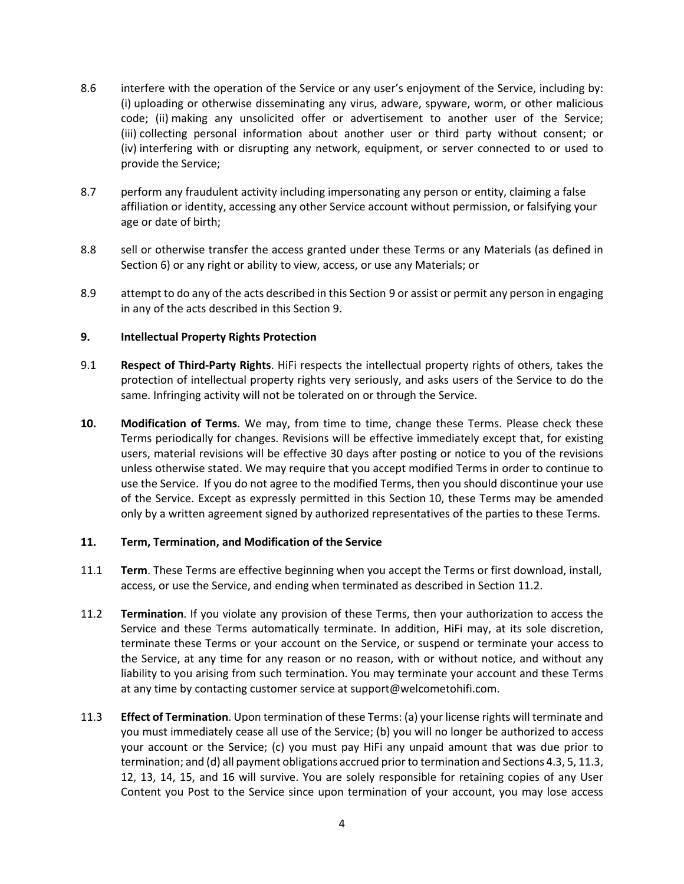8.6 interfere with the operation of the Service or any user's enjoyment of the Service, including by: (i) uploading or otherwise disseminating any virus, adware, spyware, worm, or other malicious code; (ii) making any unsolicited offer or advertisement to another user of the Service; (iii) collecting personal information about another user or third party without consent; or (iv) interfering with or disrupting any network, equipment, or server connected to or used to provide the Service;

8.7 perform any fraudulent activity including impersonating any person or entity, claiming a false affiliation or identity, accessing any other Service account without permission, or falsifying your age or date of birth;

8.8 sell or otherwise transfer the access granted under these Terms or any Materials (as defined in Section 6) or any right or ability to view, access, or use any Materials; or

8.9 attempt to do any of the acts described in this Section 9 or assist or permit any person in engaging in any of the acts described in this Section 9.

**9. Intellectual Property Rights Protection**

9.1 **Respect of Third-Party Rights**. HiFi respects the intellectual property rights of others, takes the protection of intellectual property rights very seriously, and asks users of the Service to do the same. Infringing activity will not be tolerated on or through the Service.

**10. Modification of Terms**. We may, from time to time, change these Terms. Please check these Terms periodically for changes. Revisions will be effective immediately except that, for existing users, material revisions will be effective 30 days after posting or notice to you of the revisions unless otherwise stated. We may require that you accept modified Terms in order to continue to use the Service. If you do not agree to the modified Terms, then you should discontinue your use of the Service. Except as expressly permitted in this Section 10, these Terms may be amended only by a written agreement signed by authorized representatives of the parties to these Terms.

**11. Term, Termination, and Modification of the Service**

11.1 **Term**. These Terms are effective beginning when you accept the Terms or first download, install, access, or use the Service, and ending when terminated as described in Section 11.2.

11.2 **Termination**. If you violate any provision of these Terms, then your authorization to access the Service and these Terms automatically terminate. In addition, HiFi may, at its sole discretion, terminate these Terms or your account on the Service, or suspend or terminate your access to the Service, at any time for any reason or no reason, with or without notice, and without any liability to you arising from such termination. You may terminate your account and these Terms at any time by contacting customer service at support@welcometohifi.com.

11.3 **Effect of Termination**. Upon termination of these Terms: (a) your license rights will terminate and you must immediately cease all use of the Service; (b) you will no longer be authorized to access your account or the Service; (c) you must pay HiFi any unpaid amount that was due prior to termination; and (d) all payment obligations accrued prior to termination and Sections 4.3, 5, 11.3, 12, 13, 14, 15, and 16 will survive. You are solely responsible for retaining copies of any User Content you Post to the Service since upon termination of your account, you may lose access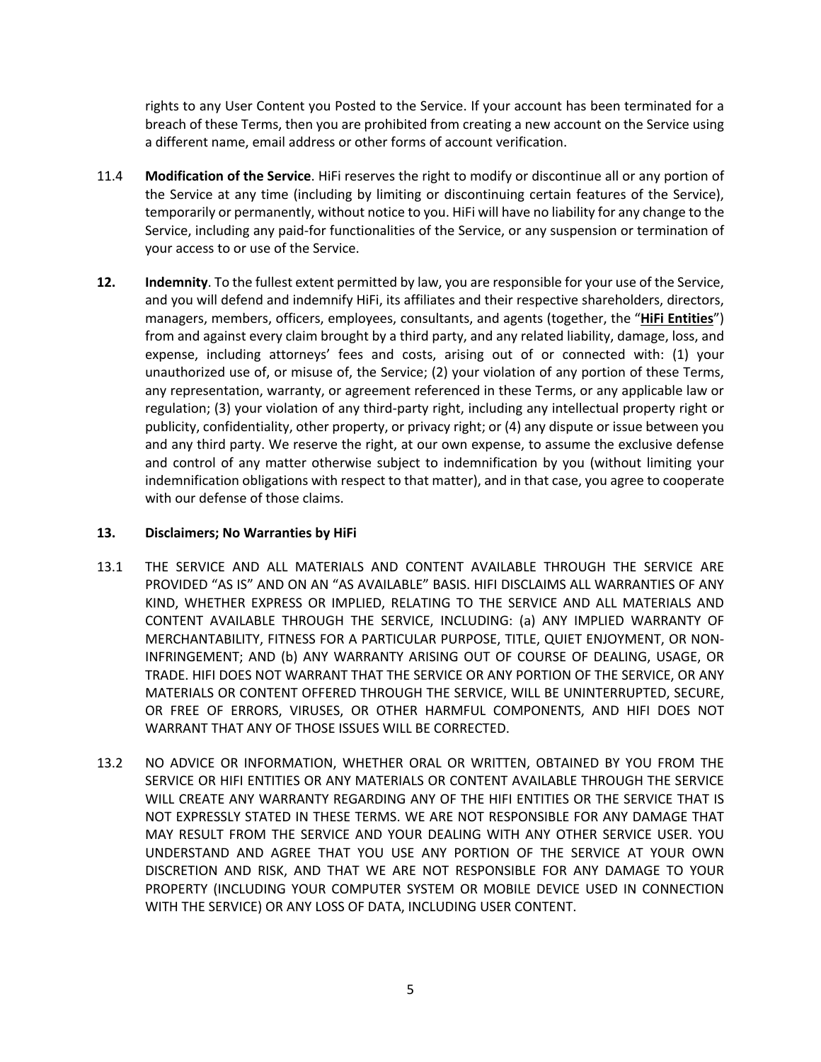rights to any User Content you Posted to the Service. If your account has been terminated for a breach of these Terms, then you are prohibited from creating a new account on the Service using a different name, email address or other forms of account verification.

11.4 **Modification of the Service**. HiFi reserves the right to modify or discontinue all or any portion of the Service at any time (including by limiting or discontinuing certain features of the Service), temporarily or permanently, without notice to you. HiFi will have no liability for any change to the Service, including any paid-for functionalities of the Service, or any suspension or termination of your access to or use of the Service.

**12. Indemnity**. To the fullest extent permitted by law, you are responsible for your use of the Service, and you will defend and indemnify HiFi, its affiliates and their respective shareholders, directors, managers, members, officers, employees, consultants, and agents (together, the "**HiFi Entities**") from and against every claim brought by a third party, and any related liability, damage, loss, and expense, including attorneys' fees and costs, arising out of or connected with: (1) your unauthorized use of, or misuse of, the Service; (2) your violation of any portion of these Terms, any representation, warranty, or agreement referenced in these Terms, or any applicable law or regulation; (3) your violation of any third-party right, including any intellectual property right or publicity, confidentiality, other property, or privacy right; or (4) any dispute or issue between you and any third party. We reserve the right, at our own expense, to assume the exclusive defense and control of any matter otherwise subject to indemnification by you (without limiting your indemnification obligations with respect to that matter), and in that case, you agree to cooperate with our defense of those claims.

**13. Disclaimers; No Warranties by HiFi**

13.1 THE SERVICE AND ALL MATERIALS AND CONTENT AVAILABLE THROUGH THE SERVICE ARE PROVIDED "AS IS" AND ON AN "AS AVAILABLE" BASIS. HIFI DISCLAIMS ALL WARRANTIES OF ANY KIND, WHETHER EXPRESS OR IMPLIED, RELATING TO THE SERVICE AND ALL MATERIALS AND CONTENT AVAILABLE THROUGH THE SERVICE, INCLUDING: (a) ANY IMPLIED WARRANTY OF MERCHANTABILITY, FITNESS FOR A PARTICULAR PURPOSE, TITLE, QUIET ENJOYMENT, OR NON-INFRINGEMENT; AND (b) ANY WARRANTY ARISING OUT OF COURSE OF DEALING, USAGE, OR TRADE. HIFI DOES NOT WARRANT THAT THE SERVICE OR ANY PORTION OF THE SERVICE, OR ANY MATERIALS OR CONTENT OFFERED THROUGH THE SERVICE, WILL BE UNINTERRUPTED, SECURE, OR FREE OF ERRORS, VIRUSES, OR OTHER HARMFUL COMPONENTS, AND HIFI DOES NOT WARRANT THAT ANY OF THOSE ISSUES WILL BE CORRECTED.

13.2 NO ADVICE OR INFORMATION, WHETHER ORAL OR WRITTEN, OBTAINED BY YOU FROM THE SERVICE OR HIFI ENTITIES OR ANY MATERIALS OR CONTENT AVAILABLE THROUGH THE SERVICE WILL CREATE ANY WARRANTY REGARDING ANY OF THE HIFI ENTITIES OR THE SERVICE THAT IS NOT EXPRESSLY STATED IN THESE TERMS. WE ARE NOT RESPONSIBLE FOR ANY DAMAGE THAT MAY RESULT FROM THE SERVICE AND YOUR DEALING WITH ANY OTHER SERVICE USER. YOU UNDERSTAND AND AGREE THAT YOU USE ANY PORTION OF THE SERVICE AT YOUR OWN DISCRETION AND RISK, AND THAT WE ARE NOT RESPONSIBLE FOR ANY DAMAGE TO YOUR PROPERTY (INCLUDING YOUR COMPUTER SYSTEM OR MOBILE DEVICE USED IN CONNECTION WITH THE SERVICE) OR ANY LOSS OF DATA, INCLUDING USER CONTENT.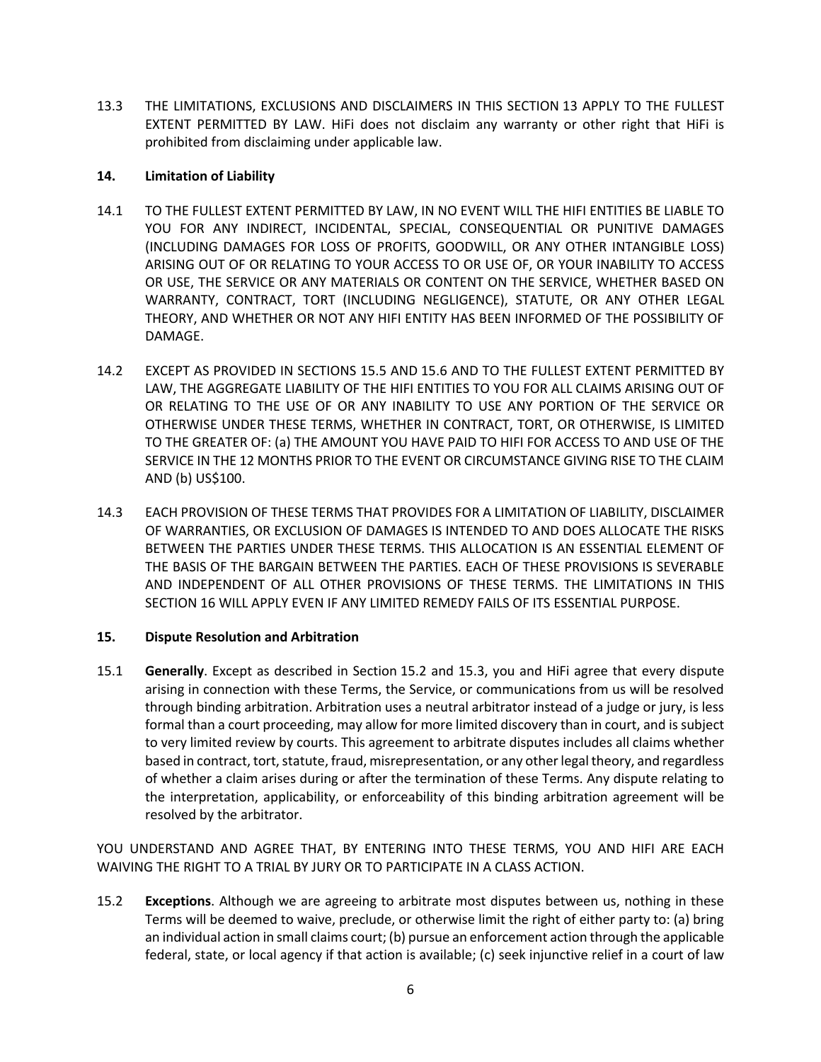13.3 THE LIMITATIONS, EXCLUSIONS AND DISCLAIMERS IN THIS SECTION 13 APPLY TO THE FULLEST EXTENT PERMITTED BY LAW. HiFi does not disclaim any warranty or other right that HiFi is prohibited from disclaiming under applicable law.

## 14. Limitation of Liability

14.1 TO THE FULLEST EXTENT PERMITTED BY LAW, IN NO EVENT WILL THE HIFI ENTITIES BE LIABLE TO YOU FOR ANY INDIRECT, INCIDENTAL, SPECIAL, CONSEQUENTIAL OR PUNITIVE DAMAGES (INCLUDING DAMAGES FOR LOSS OF PROFITS, GOODWILL, OR ANY OTHER INTANGIBLE LOSS) ARISING OUT OF OR RELATING TO YOUR ACCESS TO OR USE OF, OR YOUR INABILITY TO ACCESS OR USE, THE SERVICE OR ANY MATERIALS OR CONTENT ON THE SERVICE, WHETHER BASED ON WARRANTY, CONTRACT, TORT (INCLUDING NEGLIGENCE), STATUTE, OR ANY OTHER LEGAL THEORY, AND WHETHER OR NOT ANY HIFI ENTITY HAS BEEN INFORMED OF THE POSSIBILITY OF DAMAGE.

14.2 EXCEPT AS PROVIDED IN SECTIONS 15.5 AND 15.6 AND TO THE FULLEST EXTENT PERMITTED BY LAW, THE AGGREGATE LIABILITY OF THE HIFI ENTITIES TO YOU FOR ALL CLAIMS ARISING OUT OF OR RELATING TO THE USE OF OR ANY INABILITY TO USE ANY PORTION OF THE SERVICE OR OTHERWISE UNDER THESE TERMS, WHETHER IN CONTRACT, TORT, OR OTHERWISE, IS LIMITED TO THE GREATER OF: (a) THE AMOUNT YOU HAVE PAID TO HIFI FOR ACCESS TO AND USE OF THE SERVICE IN THE 12 MONTHS PRIOR TO THE EVENT OR CIRCUMSTANCE GIVING RISE TO THE CLAIM AND (b) US$100.

14.3 EACH PROVISION OF THESE TERMS THAT PROVIDES FOR A LIMITATION OF LIABILITY, DISCLAIMER OF WARRANTIES, OR EXCLUSION OF DAMAGES IS INTENDED TO AND DOES ALLOCATE THE RISKS BETWEEN THE PARTIES UNDER THESE TERMS. THIS ALLOCATION IS AN ESSENTIAL ELEMENT OF THE BASIS OF THE BARGAIN BETWEEN THE PARTIES. EACH OF THESE PROVISIONS IS SEVERABLE AND INDEPENDENT OF ALL OTHER PROVISIONS OF THESE TERMS. THE LIMITATIONS IN THIS SECTION 16 WILL APPLY EVEN IF ANY LIMITED REMEDY FAILS OF ITS ESSENTIAL PURPOSE.

## 15. Dispute Resolution and Arbitration

15.1 **Generally**. Except as described in Section 15.2 and 15.3, you and HiFi agree that every dispute arising in connection with these Terms, the Service, or communications from us will be resolved through binding arbitration. Arbitration uses a neutral arbitrator instead of a judge or jury, is less formal than a court proceeding, may allow for more limited discovery than in court, and is subject to very limited review by courts. This agreement to arbitrate disputes includes all claims whether based in contract, tort, statute, fraud, misrepresentation, or any other legal theory, and regardless of whether a claim arises during or after the termination of these Terms. Any dispute relating to the interpretation, applicability, or enforceability of this binding arbitration agreement will be resolved by the arbitrator.

YOU UNDERSTAND AND AGREE THAT, BY ENTERING INTO THESE TERMS, YOU AND HIFI ARE EACH WAIVING THE RIGHT TO A TRIAL BY JURY OR TO PARTICIPATE IN A CLASS ACTION.

15.2 **Exceptions**. Although we are agreeing to arbitrate most disputes between us, nothing in these Terms will be deemed to waive, preclude, or otherwise limit the right of either party to: (a) bring an individual action in small claims court; (b) pursue an enforcement action through the applicable federal, state, or local agency if that action is available; (c) seek injunctive relief in a court of law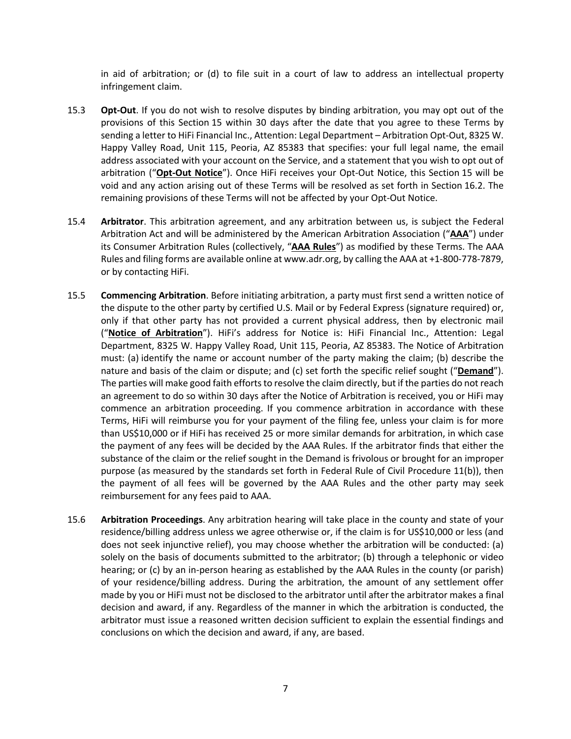in aid of arbitration; or (d) to file suit in a court of law to address an intellectual property infringement claim.

15.3 **Opt-Out**. If you do not wish to resolve disputes by binding arbitration, you may opt out of the provisions of this Section 15 within 30 days after the date that you agree to these Terms by sending a letter to HiFi Financial Inc., Attention: Legal Department – Arbitration Opt-Out, 8325 W. Happy Valley Road, Unit 115, Peoria, AZ 85383 that specifies: your full legal name, the email address associated with your account on the Service, and a statement that you wish to opt out of arbitration ("**Opt-Out Notice**"). Once HiFi receives your Opt-Out Notice, this Section 15 will be void and any action arising out of these Terms will be resolved as set forth in Section 16.2. The remaining provisions of these Terms will not be affected by your Opt-Out Notice.

15.4 **Arbitrator**. This arbitration agreement, and any arbitration between us, is subject the Federal Arbitration Act and will be administered by the American Arbitration Association ("**AAA**") under its Consumer Arbitration Rules (collectively, "**AAA Rules**") as modified by these Terms. The AAA Rules and filing forms are available online at www.adr.org, by calling the AAA at +1-800-778-7879, or by contacting HiFi.

15.5 **Commencing Arbitration**. Before initiating arbitration, a party must first send a written notice of the dispute to the other party by certified U.S. Mail or by Federal Express (signature required) or, only if that other party has not provided a current physical address, then by electronic mail ("**Notice of Arbitration**"). HiFi's address for Notice is: HiFi Financial Inc., Attention: Legal Department, 8325 W. Happy Valley Road, Unit 115, Peoria, AZ 85383. The Notice of Arbitration must: (a) identify the name or account number of the party making the claim; (b) describe the nature and basis of the claim or dispute; and (c) set forth the specific relief sought ("**Demand**"). The parties will make good faith efforts to resolve the claim directly, but if the parties do not reach an agreement to do so within 30 days after the Notice of Arbitration is received, you or HiFi may commence an arbitration proceeding. If you commence arbitration in accordance with these Terms, HiFi will reimburse you for your payment of the filing fee, unless your claim is for more than US$10,000 or if HiFi has received 25 or more similar demands for arbitration, in which case the payment of any fees will be decided by the AAA Rules. If the arbitrator finds that either the substance of the claim or the relief sought in the Demand is frivolous or brought for an improper purpose (as measured by the standards set forth in Federal Rule of Civil Procedure 11(b)), then the payment of all fees will be governed by the AAA Rules and the other party may seek reimbursement for any fees paid to AAA.

15.6 **Arbitration Proceedings**. Any arbitration hearing will take place in the county and state of your residence/billing address unless we agree otherwise or, if the claim is for US$10,000 or less (and does not seek injunctive relief), you may choose whether the arbitration will be conducted: (a) solely on the basis of documents submitted to the arbitrator; (b) through a telephonic or video hearing; or (c) by an in-person hearing as established by the AAA Rules in the county (or parish) of your residence/billing address. During the arbitration, the amount of any settlement offer made by you or HiFi must not be disclosed to the arbitrator until after the arbitrator makes a final decision and award, if any. Regardless of the manner in which the arbitration is conducted, the arbitrator must issue a reasoned written decision sufficient to explain the essential findings and conclusions on which the decision and award, if any, are based.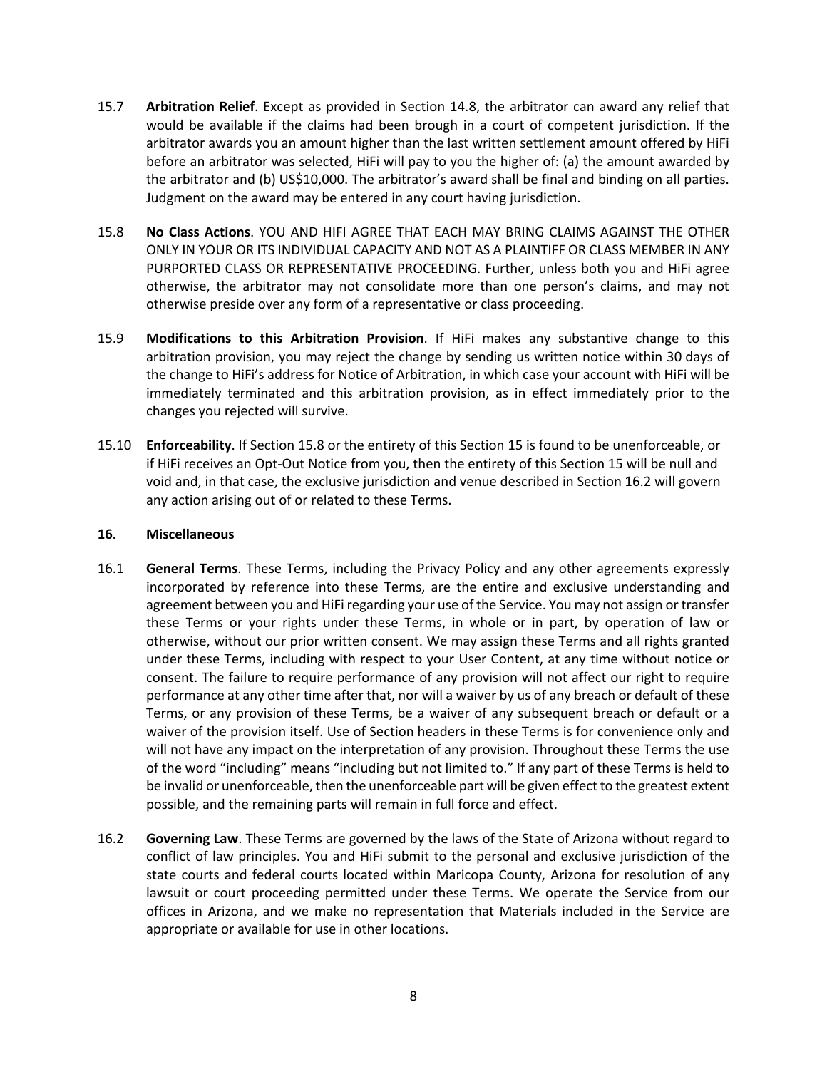15.7 **Arbitration Relief**. Except as provided in Section 14.8, the arbitrator can award any relief that would be available if the claims had been brough in a court of competent jurisdiction. If the arbitrator awards you an amount higher than the last written settlement amount offered by HiFi before an arbitrator was selected, HiFi will pay to you the higher of: (a) the amount awarded by the arbitrator and (b) US$10,000. The arbitrator's award shall be final and binding on all parties. Judgment on the award may be entered in any court having jurisdiction.

15.8 **No Class Actions**. YOU AND HIFI AGREE THAT EACH MAY BRING CLAIMS AGAINST THE OTHER ONLY IN YOUR OR ITS INDIVIDUAL CAPACITY AND NOT AS A PLAINTIFF OR CLASS MEMBER IN ANY PURPORTED CLASS OR REPRESENTATIVE PROCEEDING. Further, unless both you and HiFi agree otherwise, the arbitrator may not consolidate more than one person's claims, and may not otherwise preside over any form of a representative or class proceeding.

15.9 **Modifications to this Arbitration Provision**. If HiFi makes any substantive change to this arbitration provision, you may reject the change by sending us written notice within 30 days of the change to HiFi's address for Notice of Arbitration, in which case your account with HiFi will be immediately terminated and this arbitration provision, as in effect immediately prior to the changes you rejected will survive.

15.10 **Enforceability**. If Section 15.8 or the entirety of this Section 15 is found to be unenforceable, or if HiFi receives an Opt-Out Notice from you, then the entirety of this Section 15 will be null and void and, in that case, the exclusive jurisdiction and venue described in Section 16.2 will govern any action arising out of or related to these Terms.

## 16. Miscellaneous

16.1 **General Terms**. These Terms, including the Privacy Policy and any other agreements expressly incorporated by reference into these Terms, are the entire and exclusive understanding and agreement between you and HiFi regarding your use of the Service. You may not assign or transfer these Terms or your rights under these Terms, in whole or in part, by operation of law or otherwise, without our prior written consent. We may assign these Terms and all rights granted under these Terms, including with respect to your User Content, at any time without notice or consent. The failure to require performance of any provision will not affect our right to require performance at any other time after that, nor will a waiver by us of any breach or default of these Terms, or any provision of these Terms, be a waiver of any subsequent breach or default or a waiver of the provision itself. Use of Section headers in these Terms is for convenience only and will not have any impact on the interpretation of any provision. Throughout these Terms the use of the word "including" means "including but not limited to." If any part of these Terms is held to be invalid or unenforceable, then the unenforceable part will be given effect to the greatest extent possible, and the remaining parts will remain in full force and effect.

16.2 **Governing Law**. These Terms are governed by the laws of the State of Arizona without regard to conflict of law principles. You and HiFi submit to the personal and exclusive jurisdiction of the state courts and federal courts located within Maricopa County, Arizona for resolution of any lawsuit or court proceeding permitted under these Terms. We operate the Service from our offices in Arizona, and we make no representation that Materials included in the Service are appropriate or available for use in other locations.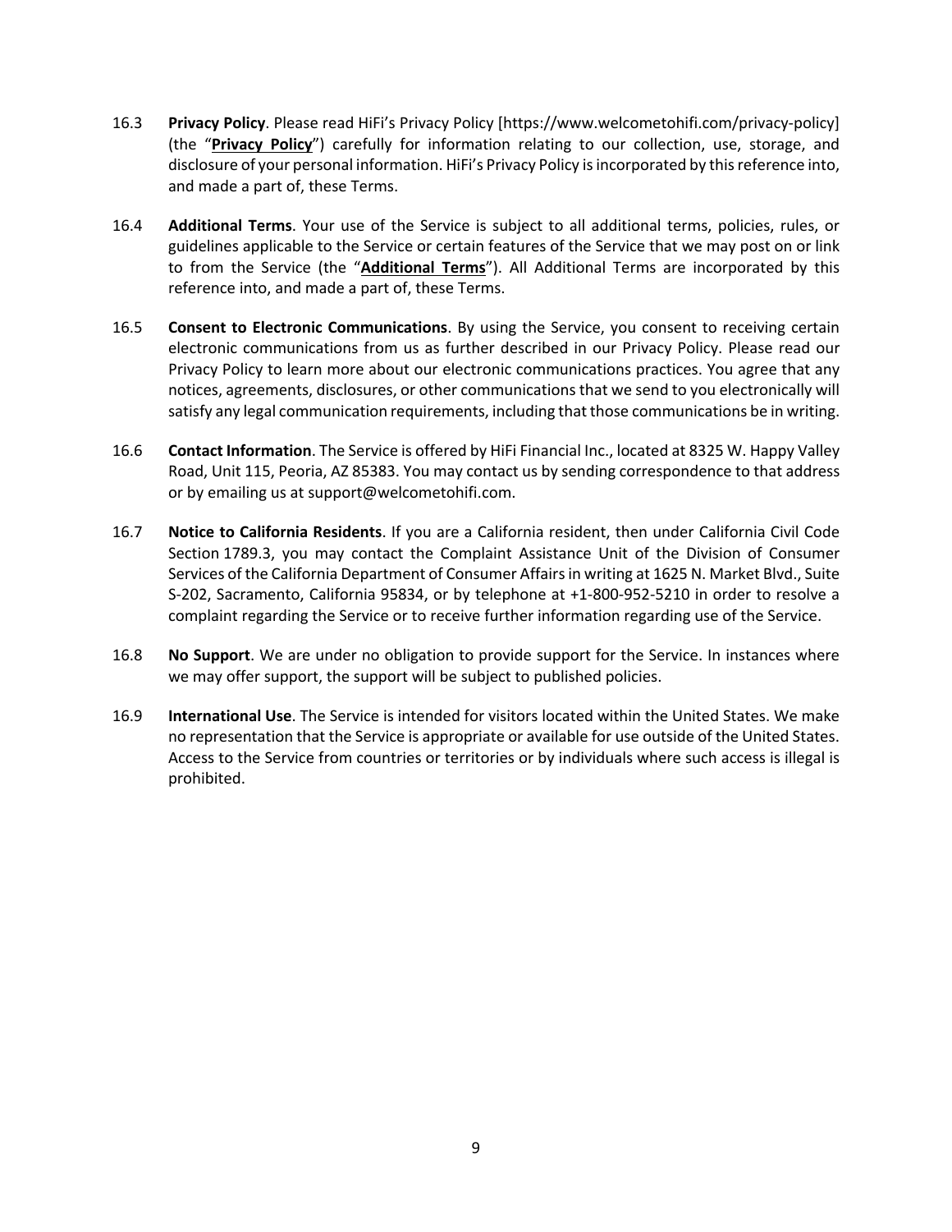16.3 **Privacy Policy**. Please read HiFi's Privacy Policy [https://www.welcometohifi.com/privacy-policy] (the "**Privacy Policy**") carefully for information relating to our collection, use, storage, and disclosure of your personal information. HiFi's Privacy Policy is incorporated by this reference into, and made a part of, these Terms.

16.4 **Additional Terms**. Your use of the Service is subject to all additional terms, policies, rules, or guidelines applicable to the Service or certain features of the Service that we may post on or link to from the Service (the "**Additional Terms**"). All Additional Terms are incorporated by this reference into, and made a part of, these Terms.

16.5 **Consent to Electronic Communications**. By using the Service, you consent to receiving certain electronic communications from us as further described in our Privacy Policy. Please read our Privacy Policy to learn more about our electronic communications practices. You agree that any notices, agreements, disclosures, or other communications that we send to you electronically will satisfy any legal communication requirements, including that those communications be in writing.

16.6 **Contact Information**. The Service is offered by HiFi Financial Inc., located at 8325 W. Happy Valley Road, Unit 115, Peoria, AZ 85383. You may contact us by sending correspondence to that address or by emailing us at support@welcometohifi.com.

16.7 **Notice to California Residents**. If you are a California resident, then under California Civil Code Section 1789.3, you may contact the Complaint Assistance Unit of the Division of Consumer Services of the California Department of Consumer Affairs in writing at 1625 N. Market Blvd., Suite S-202, Sacramento, California 95834, or by telephone at +1-800-952-5210 in order to resolve a complaint regarding the Service or to receive further information regarding use of the Service.

16.8 **No Support**. We are under no obligation to provide support for the Service. In instances where we may offer support, the support will be subject to published policies.

16.9 **International Use**. The Service is intended for visitors located within the United States. We make no representation that the Service is appropriate or available for use outside of the United States. Access to the Service from countries or territories or by individuals where such access is illegal is prohibited.